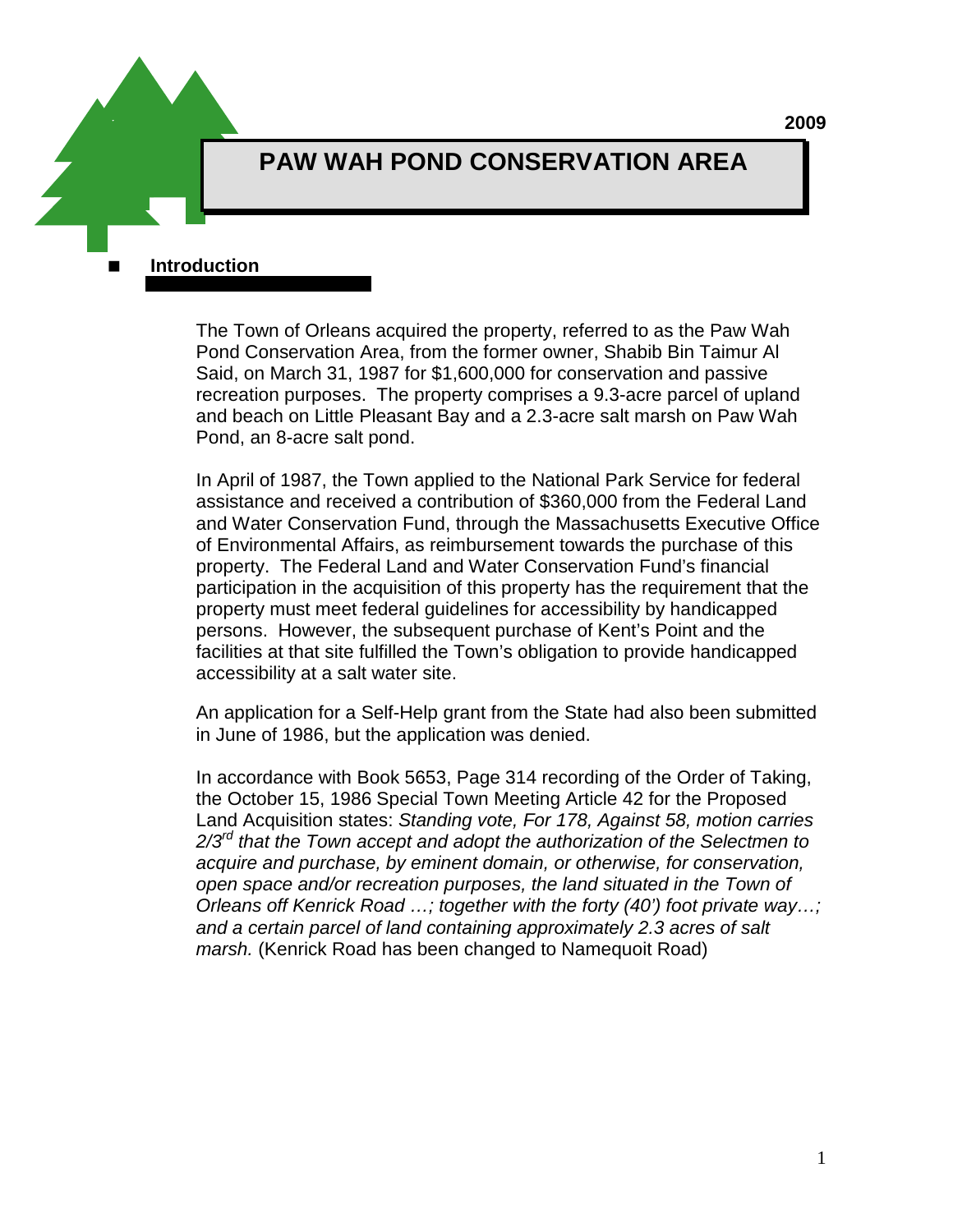2009

# PAW WAH POND CONSERVATION AREA

## Introduction

The Town of Orleans acquired the property, referred to as the Paw Wah Pond Conservation Area, from the former owner, Shabib Bin Taimur Al Said, on March 31, 1987 for $1,600,000 for conservation and passive recreation purposes. The property comprises a 9.3-acre parcel of upland and beach on Little Pleasant Bay and a 2.3-acre salt marsh on Paw Wah Pond, an 8-acre salt pond.

In April of 1987, the Town applied to the National Park Service for federal assistance and received a contribution of $360,000 from the Federal Land and Water Conservation Fund, through the Massachusetts Executive Office of Environmental Affairs, as reimbursement towards the purchase of this property. The Federal Land and Water Conservation Fund's financial participation in the acquisition of this property has the requirement that the property must meet federal guidelines for accessibility by handicapped persons. However, the subsequent purchase of Kent's Point and the facilities at that site fulfilled the Town's obligation to provide handicapped accessibility at a salt water site.

An application for a Self-Help grant from the State had also been submitted in June of 1986, but the application was denied.

In accordance with Book 5653, Page 314 recording of the Order of Taking, the October 15, 1986 Special Town Meeting Article 42 for the Proposed Land Acquisition states: *Standing vote, For 178, Against 58, motion carries 2/3rd that the Town accept and adopt the authorization of the Selectmen to acquire and purchase, by eminent domain, or otherwise, for conservation, open space and/or recreation purposes, the land situated in the Town of Orleans off Kenrick Road …; together with the forty (40') foot private way…; and a certain parcel of land containing approximately 2.3 acres of salt marsh.* (Kenrick Road has been changed to Namequoit Road)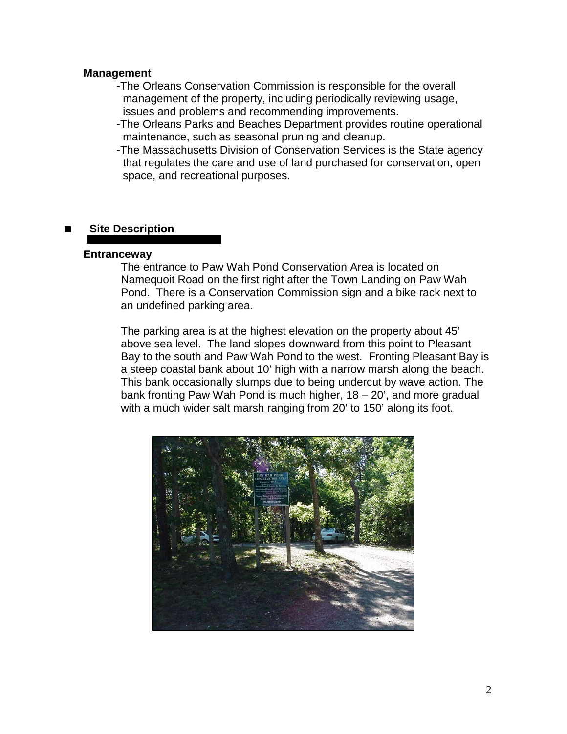### Management

- The Orleans Conservation Commission is responsible for the overall management of the property, including periodically reviewing usage, issues and problems and recommending improvements.
- The Orleans Parks and Beaches Department provides routine operational maintenance, such as seasonal pruning and cleanup.
- The Massachusetts Division of Conservation Services is the State agency that regulates the care and use of land purchased for conservation, open space, and recreational purposes.

## Site Description

### Entranceway

The entrance to Paw Wah Pond Conservation Area is located on Namequoit Road on the first right after the Town Landing on Paw Wah Pond. There is a Conservation Commission sign and a bike rack next to an undefined parking area.

The parking area is at the highest elevation on the property about 45' above sea level. The land slopes downward from this point to Pleasant Bay to the south and Paw Wah Pond to the west. Fronting Pleasant Bay is a steep coastal bank about 10' high with a narrow marsh along the beach. This bank occasionally slumps due to being undercut by wave action. The bank fronting Paw Wah Pond is much higher, 18 – 20', and more gradual with a much wider salt marsh ranging from 20' to 150' along its foot.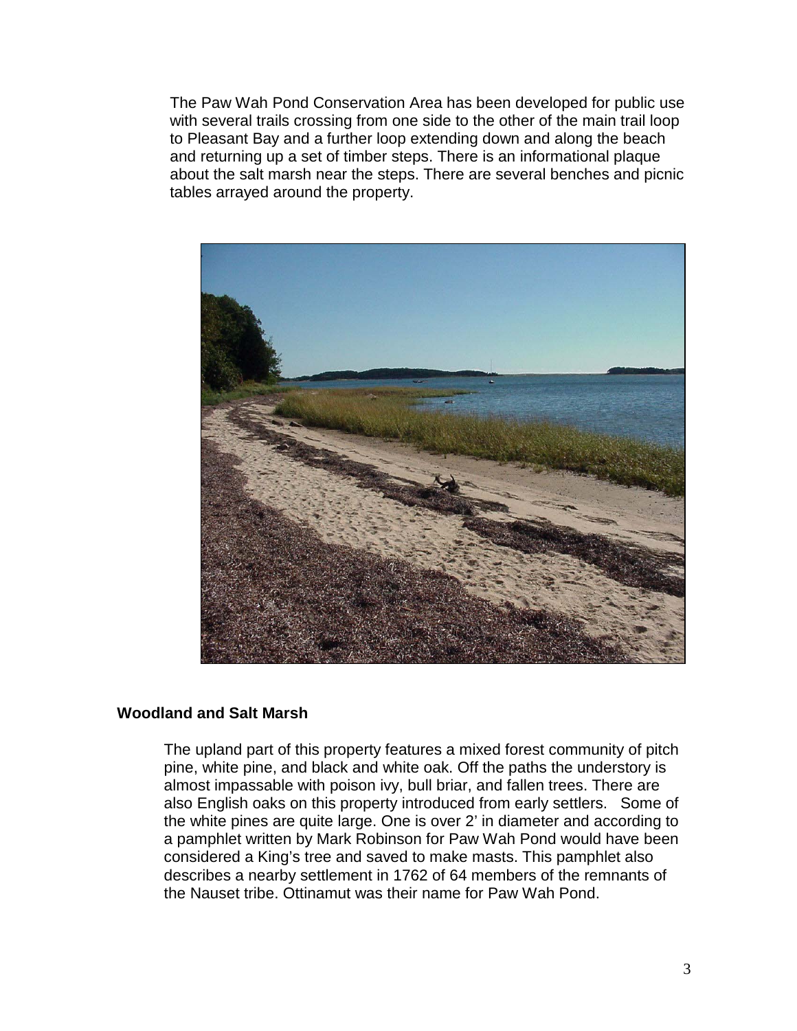The Paw Wah Pond Conservation Area has been developed for public use with several trails crossing from one side to the other of the main trail loop to Pleasant Bay and a further loop extending down and along the beach and returning up a set of timber steps. There is an informational plaque about the salt marsh near the steps. There are several benches and picnic tables arrayed around the property.

## Woodland and Salt Marsh

The upland part of this property features a mixed forest community of pitch pine, white pine, and black and white oak. Off the paths the understory is almost impassable with poison ivy, bull briar, and fallen trees. There are also English oaks on this property introduced from early settlers. Some of the white pines are quite large. One is over 2' in diameter and according to a pamphlet written by Mark Robinson for Paw Wah Pond would have been considered a King's tree and saved to make masts. This pamphlet also describes a nearby settlement in 1762 of 64 members of the remnants of the Nauset tribe. Ottinamut was their name for Paw Wah Pond.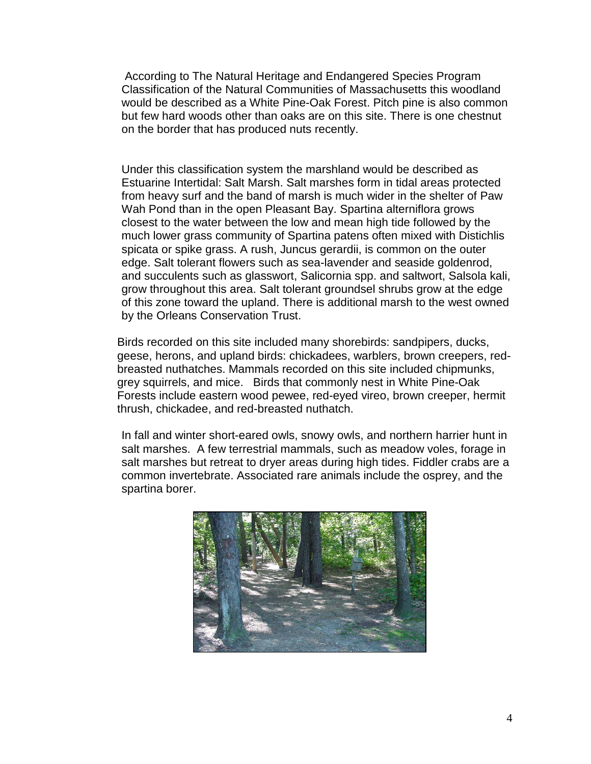According to The Natural Heritage and Endangered Species Program Classification of the Natural Communities of Massachusetts this woodland would be described as a White Pine-Oak Forest. Pitch pine is also common but few hard woods other than oaks are on this site. There is one chestnut on the border that has produced nuts recently.

Under this classification system the marshland would be described as Estuarine Intertidal: Salt Marsh. Salt marshes form in tidal areas protected from heavy surf and the band of marsh is much wider in the shelter of Paw Wah Pond than in the open Pleasant Bay. Spartina alterniflora grows closest to the water between the low and mean high tide followed by the much lower grass community of Spartina patens often mixed with Distichlis spicata or spike grass. A rush, Juncus gerardii, is common on the outer edge. Salt tolerant flowers such as sea-lavender and seaside goldenrod, and succulents such as glasswort, Salicornia spp. and saltwort, Salsola kali, grow throughout this area. Salt tolerant groundsel shrubs grow at the edge of this zone toward the upland. There is additional marsh to the west owned by the Orleans Conservation Trust.

Birds recorded on this site included many shorebirds: sandpipers, ducks, geese, herons, and upland birds: chickadees, warblers, brown creepers, red-breasted nuthatches. Mammals recorded on this site included chipmunks, grey squirrels, and mice. Birds that commonly nest in White Pine-Oak Forests include eastern wood pewee, red-eyed vireo, brown creeper, hermit thrush, chickadee, and red-breasted nuthatch.

In fall and winter short-eared owls, snowy owls, and northern harrier hunt in salt marshes. A few terrestrial mammals, such as meadow voles, forage in salt marshes but retreat to dryer areas during high tides. Fiddler crabs are a common invertebrate. Associated rare animals include the osprey, and the spartina borer.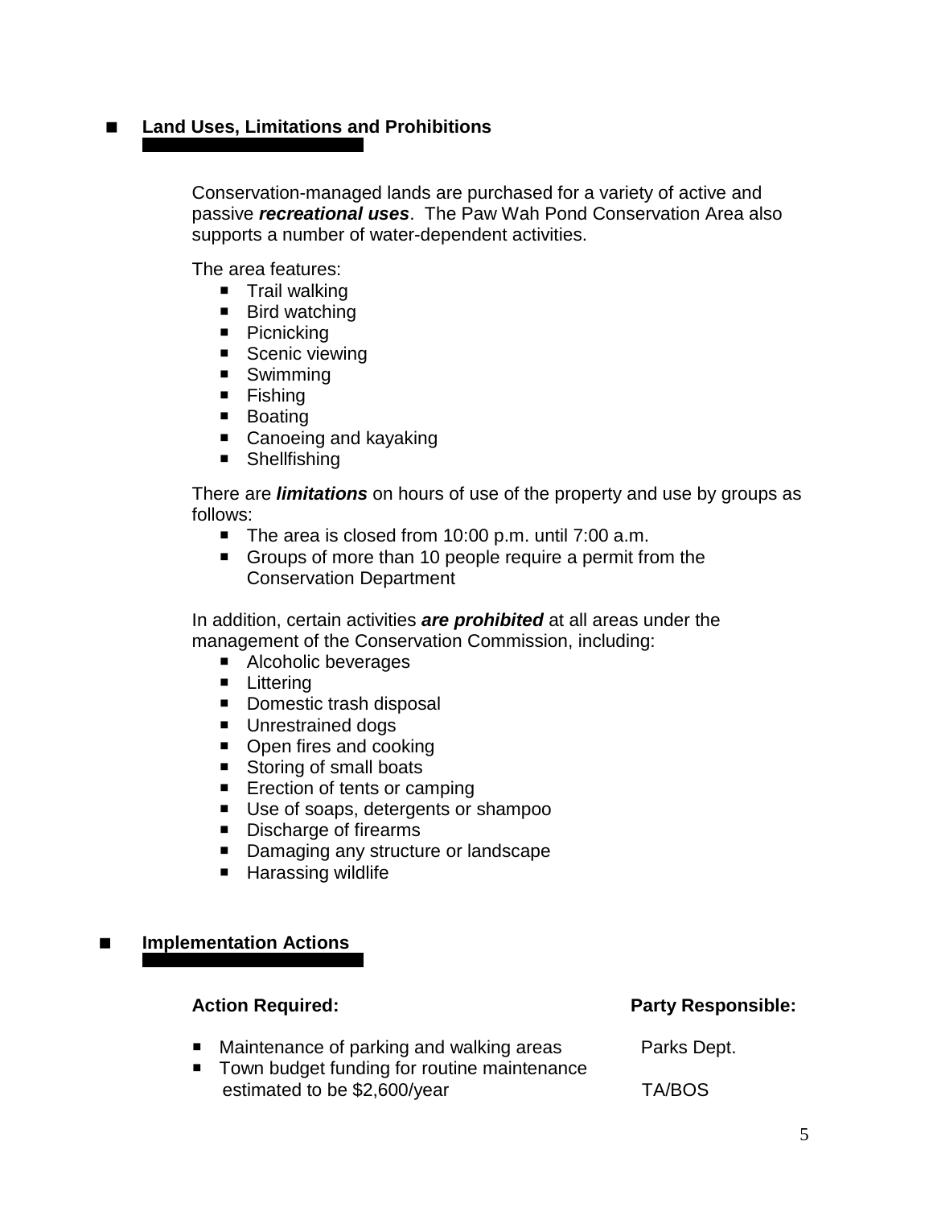## Land Uses, Limitations and Prohibitions

Conservation-managed lands are purchased for a variety of active and passive ***recreational uses***. The Paw Wah Pond Conservation Area also supports a number of water-dependent activities.

The area features:

- Trail walking
- Bird watching
- Picnicking
- Scenic viewing
- Swimming
- Fishing
- Boating
- Canoeing and kayaking
- Shellfishing

There are ***limitations*** on hours of use of the property and use by groups as follows:

- The area is closed from 10:00 p.m. until 7:00 a.m.
- Groups of more than 10 people require a permit from the Conservation Department

In addition, certain activities ***are prohibited*** at all areas under the management of the Conservation Commission, including:

- Alcoholic beverages
- Littering
- Domestic trash disposal
- Unrestrained dogs
- Open fires and cooking
- Storing of small boats
- Erection of tents or camping
- Use of soaps, detergents or shampoo
- Discharge of firearms
- Damaging any structure or landscape
- Harassing wildlife

## Implementation Actions

| **Action Required:** | **Party Responsible:** |
| --- | --- |
| Maintenance of parking and walking areas | Parks Dept. |
| Town budget funding for routine maintenance estimated to be $2,600/year | TA/BOS |